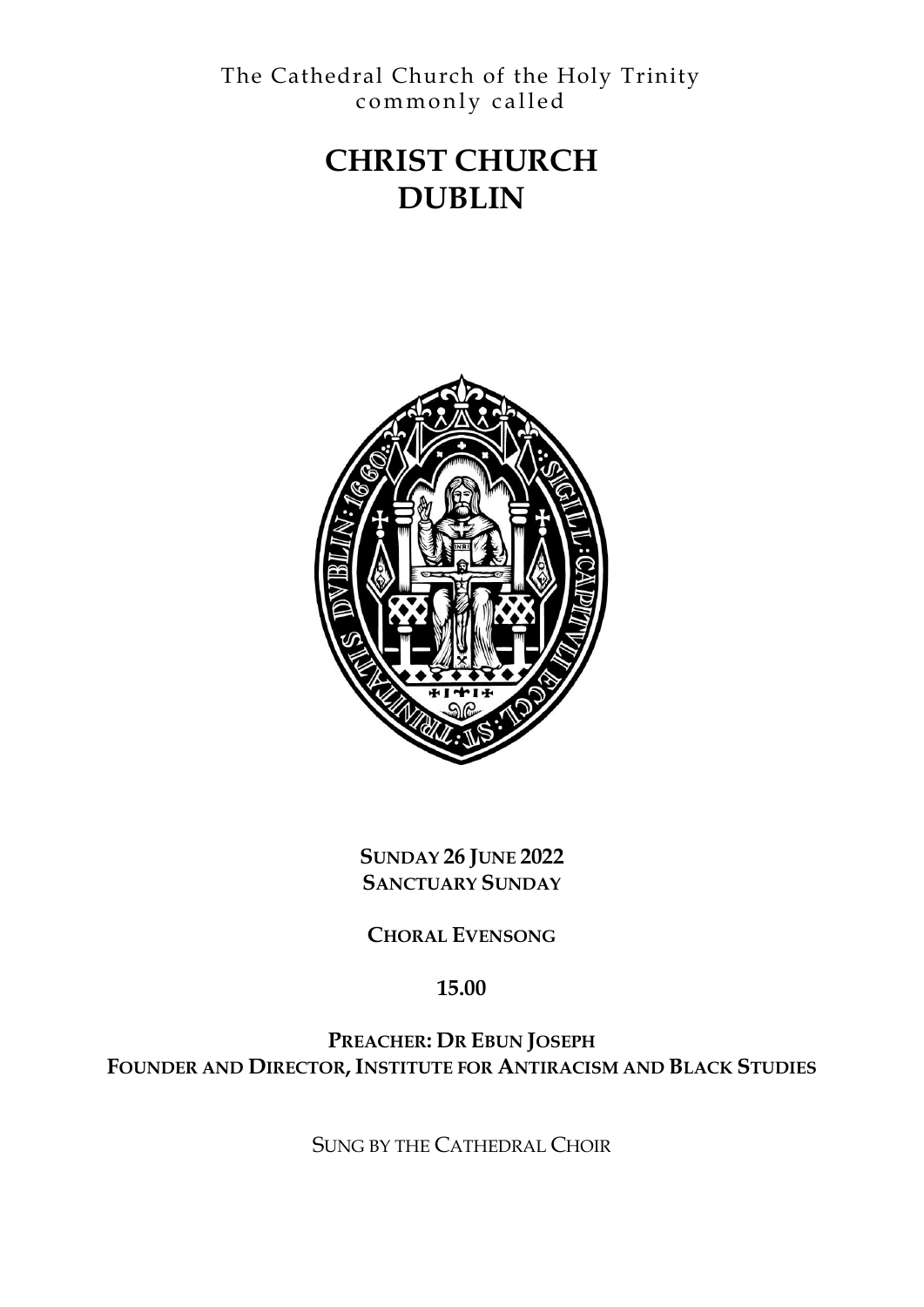The Cathedral Church of the Holy Trinity
commonly called

# CHRIST CHURCH
# DUBLIN

**SUNDAY 26 JUNE 2022**
**SANCTUARY SUNDAY**

**CHORAL EVENSONG**

**15.00**

**PREACHER: DR EBUN JOSEPH**
**FOUNDER AND DIRECTOR, INSTITUTE FOR ANTIRACISM AND BLACK STUDIES**

SUNG BY THE CATHEDRAL CHOIR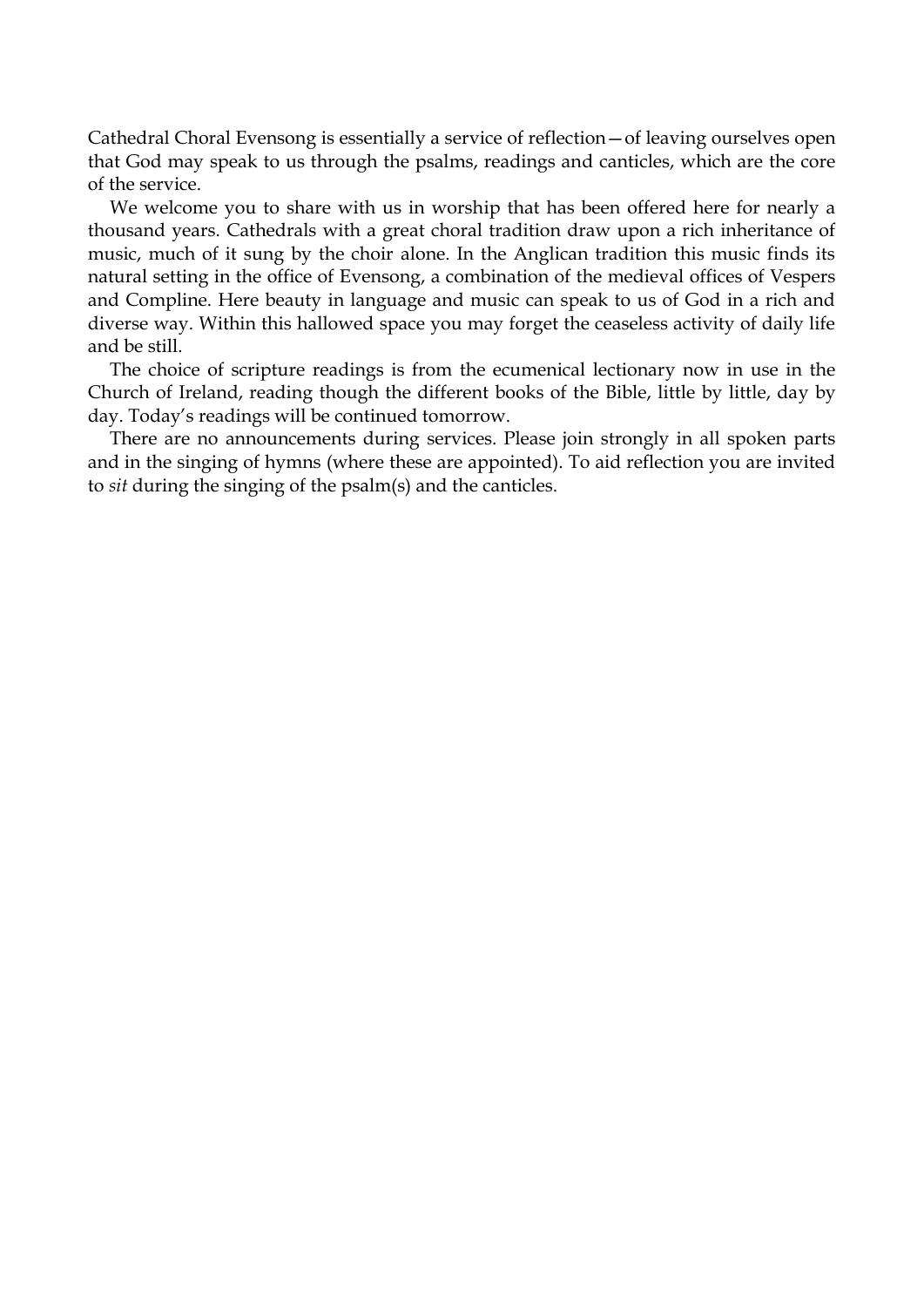Cathedral Choral Evensong is essentially a service of reflection—of leaving ourselves open that God may speak to us through the psalms, readings and canticles, which are the core of the service.

We welcome you to share with us in worship that has been offered here for nearly a thousand years. Cathedrals with a great choral tradition draw upon a rich inheritance of music, much of it sung by the choir alone. In the Anglican tradition this music finds its natural setting in the office of Evensong, a combination of the medieval offices of Vespers and Compline. Here beauty in language and music can speak to us of God in a rich and diverse way. Within this hallowed space you may forget the ceaseless activity of daily life and be still.

The choice of scripture readings is from the ecumenical lectionary now in use in the Church of Ireland, reading though the different books of the Bible, little by little, day by day. Today's readings will be continued tomorrow.

There are no announcements during services. Please join strongly in all spoken parts and in the singing of hymns (where these are appointed). To aid reflection you are invited to *sit* during the singing of the psalm(s) and the canticles.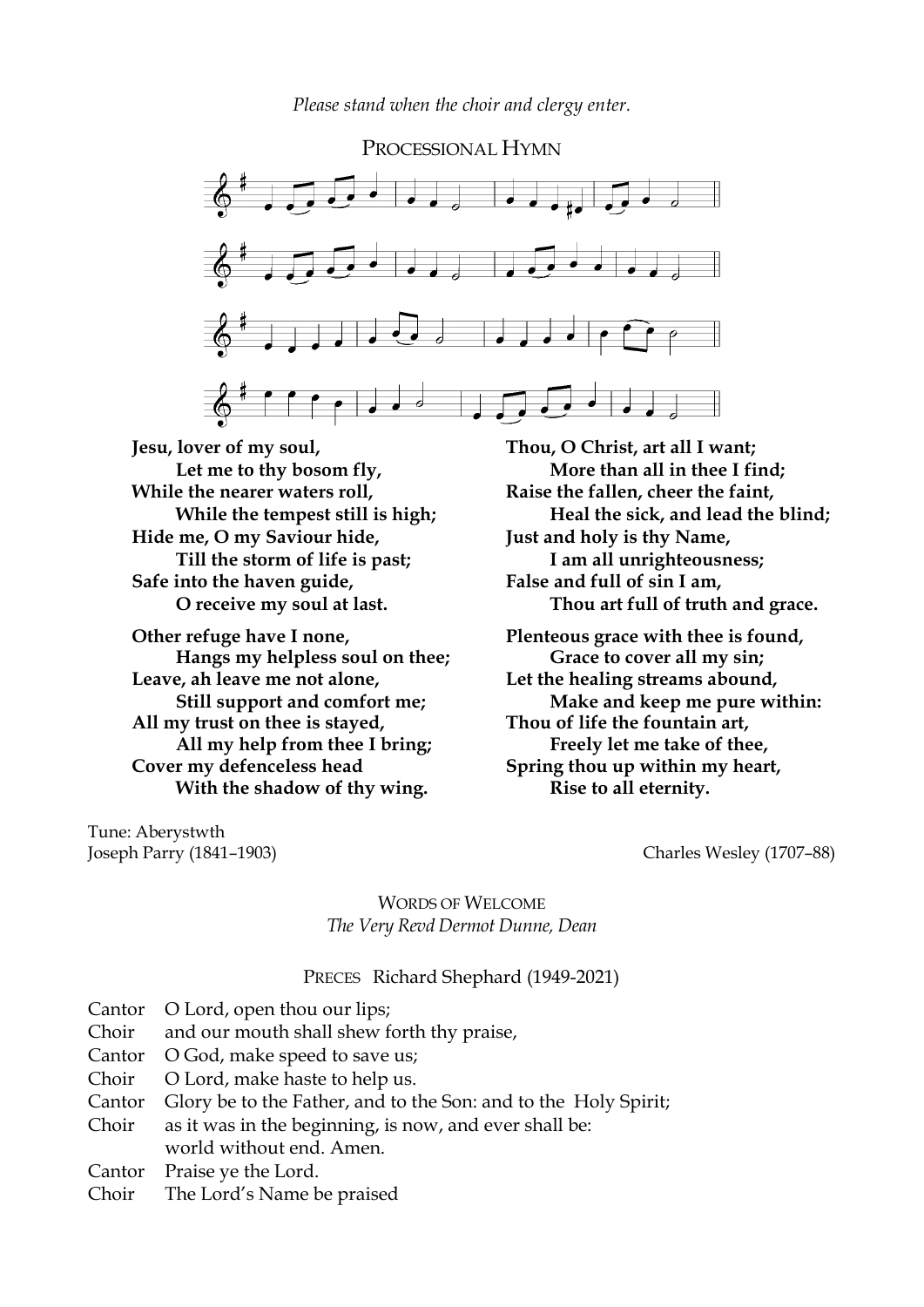*Please stand when the choir and clergy enter.*

## PROCESSIONAL HYMN

**Jesu, lover of my soul,**
**Let me to thy bosom fly,**
**While the nearer waters roll,**
**While the tempest still is high;**
**Hide me, O my Saviour hide,**
**Till the storm of life is past;**
**Safe into the haven guide,**
**O receive my soul at last.**

**Other refuge have I none,**
**Hangs my helpless soul on thee;**
**Leave, ah leave me not alone,**
**Still support and comfort me;**
**All my trust on thee is stayed,**
**All my help from thee I bring;**
**Cover my defenceless head**
**With the shadow of thy wing.**

**Thou, O Christ, art all I want;**
**More than all in thee I find;**
**Raise the fallen, cheer the faint,**
**Heal the sick, and lead the blind;**
**Just and holy is thy Name,**
**I am all unrighteousness;**
**False and full of sin I am,**
**Thou art full of truth and grace.**

**Plenteous grace with thee is found,**
**Grace to cover all my sin;**
**Let the healing streams abound,**
**Make and keep me pure within:**
**Thou of life the fountain art,**
**Freely let me take of thee,**
**Spring thou up within my heart,**
**Rise to all eternity.**

Tune: Aberystwth
Joseph Parry (1841–1903)

Charles Wesley (1707–88)

## WORDS OF WELCOME

*The Very Revd Dermot Dunne, Dean*

## PRECES Richard Shephard (1949-2021)

Cantor O Lord, open thou our lips;
Choir and our mouth shall shew forth thy praise,
Cantor O God, make speed to save us;
Choir O Lord, make haste to help us.
Cantor Glory be to the Father, and to the Son: and to the Holy Spirit;
Choir as it was in the beginning, is now, and ever shall be:
world without end. Amen.
Cantor Praise ye the Lord.
Choir The Lord's Name be praised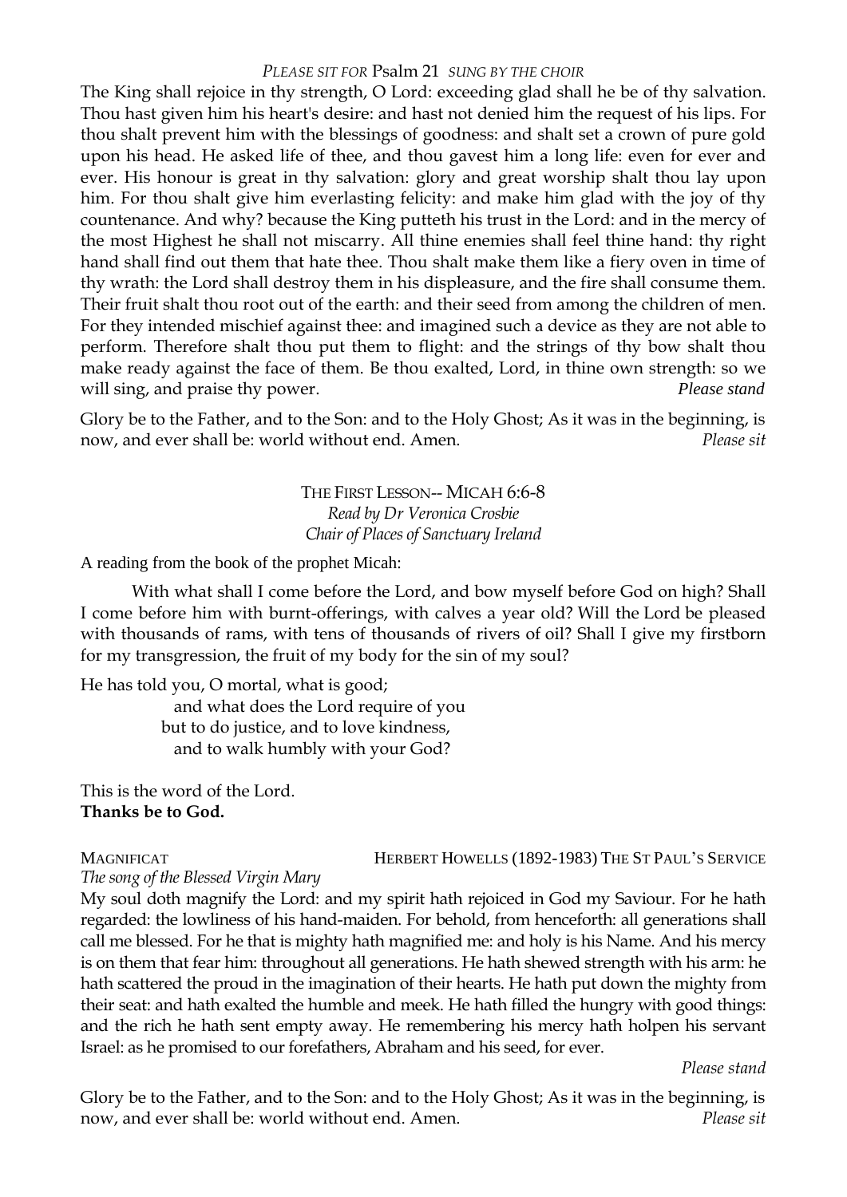*PLEASE SIT FOR* Psalm 21 *SUNG BY THE CHOIR*

The King shall rejoice in thy strength, O Lord: exceeding glad shall he be of thy salvation. Thou hast given him his heart's desire: and hast not denied him the request of his lips. For thou shalt prevent him with the blessings of goodness: and shalt set a crown of pure gold upon his head. He asked life of thee, and thou gavest him a long life: even for ever and ever. His honour is great in thy salvation: glory and great worship shalt thou lay upon him. For thou shalt give him everlasting felicity: and make him glad with the joy of thy countenance. And why? because the King putteth his trust in the Lord: and in the mercy of the most Highest he shall not miscarry. All thine enemies shall feel thine hand: thy right hand shall find out them that hate thee. Thou shalt make them like a fiery oven in time of thy wrath: the Lord shall destroy them in his displeasure, and the fire shall consume them. Their fruit shalt thou root out of the earth: and their seed from among the children of men. For they intended mischief against thee: and imagined such a device as they are not able to perform. Therefore shalt thou put them to flight: and the strings of thy bow shalt thou make ready against the face of them. Be thou exalted, Lord, in thine own strength: so we will sing, and praise thy power. *Please stand*

Glory be to the Father, and to the Son: and to the Holy Ghost; As it was in the beginning, is now, and ever shall be: world without end. Amen. *Please sit*

THE FIRST LESSON-- MICAH 6:6-8
*Read by Dr Veronica Crosbie*
*Chair of Places of Sanctuary Ireland*

A reading from the book of the prophet Micah:

With what shall I come before the Lord, and bow myself before God on high? Shall I come before him with burnt-offerings, with calves a year old? Will the Lord be pleased with thousands of rams, with tens of thousands of rivers of oil? Shall I give my firstborn for my transgression, the fruit of my body for the sin of my soul?

He has told you, O mortal, what is good;
and what does the Lord require of you
but to do justice, and to love kindness,
and to walk humbly with your God?

This is the word of the Lord.
**Thanks be to God.**

MAGNIFICAT HERBERT HOWELLS (1892-1983) THE ST PAUL'S SERVICE

*The song of the Blessed Virgin Mary*

My soul doth magnify the Lord: and my spirit hath rejoiced in God my Saviour. For he hath regarded: the lowliness of his hand-maiden. For behold, from henceforth: all generations shall call me blessed. For he that is mighty hath magnified me: and holy is his Name. And his mercy is on them that fear him: throughout all generations. He hath shewed strength with his arm: he hath scattered the proud in the imagination of their hearts. He hath put down the mighty from their seat: and hath exalted the humble and meek. He hath filled the hungry with good things: and the rich he hath sent empty away. He remembering his mercy hath holpen his servant Israel: as he promised to our forefathers, Abraham and his seed, for ever.

*Please stand*

Glory be to the Father, and to the Son: and to the Holy Ghost; As it was in the beginning, is now, and ever shall be: world without end. Amen. *Please sit*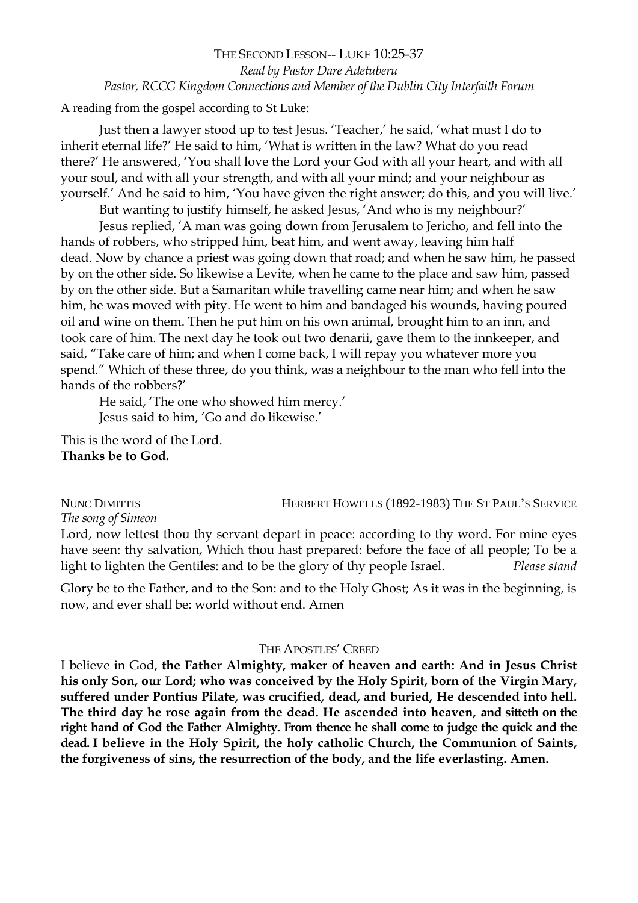## THE SECOND LESSON-- LUKE 10:25-37

*Read by Pastor Dare Adetuberu*
*Pastor, RCCG Kingdom Connections and Member of the Dublin City Interfaith Forum*

A reading from the gospel according to St Luke:

Just then a lawyer stood up to test Jesus. 'Teacher,' he said, 'what must I do to inherit eternal life?' He said to him, 'What is written in the law? What do you read there?' He answered, 'You shall love the Lord your God with all your heart, and with all your soul, and with all your strength, and with all your mind; and your neighbour as yourself.' And he said to him, 'You have given the right answer; do this, and you will live.'

But wanting to justify himself, he asked Jesus, 'And who is my neighbour?'

Jesus replied, 'A man was going down from Jerusalem to Jericho, and fell into the hands of robbers, who stripped him, beat him, and went away, leaving him half dead. Now by chance a priest was going down that road; and when he saw him, he passed by on the other side. So likewise a Levite, when he came to the place and saw him, passed by on the other side. But a Samaritan while travelling came near him; and when he saw him, he was moved with pity. He went to him and bandaged his wounds, having poured oil and wine on them. Then he put him on his own animal, brought him to an inn, and took care of him. The next day he took out two denarii, gave them to the innkeeper, and said, "Take care of him; and when I come back, I will repay you whatever more you spend." Which of these three, do you think, was a neighbour to the man who fell into the hands of the robbers?'

He said, 'The one who showed him mercy.'

Jesus said to him, 'Go and do likewise.'

This is the word of the Lord.
**Thanks be to God.**

## NUNC DIMITTIS — HERBERT HOWELLS (1892-1983) THE ST PAUL'S SERVICE

*The song of Simeon*

Lord, now lettest thou thy servant depart in peace: according to thy word. For mine eyes have seen: thy salvation, Which thou hast prepared: before the face of all people; To be a light to lighten the Gentiles: and to be the glory of thy people Israel. *Please stand*

Glory be to the Father, and to the Son: and to the Holy Ghost; As it was in the beginning, is now, and ever shall be: world without end. Amen

## THE APOSTLES' CREED

I believe in God, **the Father Almighty, maker of heaven and earth: And in Jesus Christ his only Son, our Lord; who was conceived by the Holy Spirit, born of the Virgin Mary, suffered under Pontius Pilate, was crucified, dead, and buried, He descended into hell. The third day he rose again from the dead. He ascended into heaven, and sitteth on the right hand of God the Father Almighty. From thence he shall come to judge the quick and the dead. I believe in the Holy Spirit, the holy catholic Church, the Communion of Saints, the forgiveness of sins, the resurrection of the body, and the life everlasting. Amen.**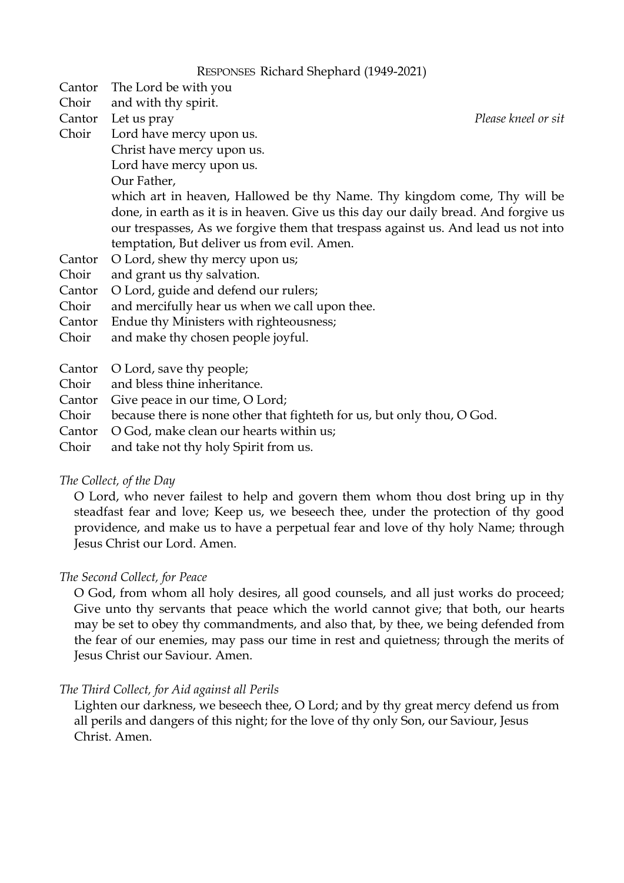RESPONSES Richard Shephard (1949-2021)

Cantor The Lord be with you
Choir and with thy spirit.
Cantor Let us pray *Please kneel or sit*
Choir Lord have mercy upon us.
Christ have mercy upon us.
Lord have mercy upon us.
Our Father,
which art in heaven, Hallowed be thy Name. Thy kingdom come, Thy will be done, in earth as it is in heaven. Give us this day our daily bread. And forgive us our trespasses, As we forgive them that trespass against us. And lead us not into temptation, But deliver us from evil. Amen.
Cantor O Lord, shew thy mercy upon us;
Choir and grant us thy salvation.
Cantor O Lord, guide and defend our rulers;
Choir and mercifully hear us when we call upon thee.
Cantor Endue thy Ministers with righteousness;
Choir and make thy chosen people joyful.

Cantor O Lord, save thy people;
Choir and bless thine inheritance.
Cantor Give peace in our time, O Lord;
Choir because there is none other that fighteth for us, but only thou, O God.
Cantor O God, make clean our hearts within us;
Choir and take not thy holy Spirit from us.

*The Collect, of the Day*

O Lord, who never failest to help and govern them whom thou dost bring up in thy steadfast fear and love; Keep us, we beseech thee, under the protection of thy good providence, and make us to have a perpetual fear and love of thy holy Name; through Jesus Christ our Lord. Amen.

*The Second Collect, for Peace*

O God, from whom all holy desires, all good counsels, and all just works do proceed; Give unto thy servants that peace which the world cannot give; that both, our hearts may be set to obey thy commandments, and also that, by thee, we being defended from the fear of our enemies, may pass our time in rest and quietness; through the merits of Jesus Christ our Saviour. Amen.

*The Third Collect, for Aid against all Perils*

Lighten our darkness, we beseech thee, O Lord; and by thy great mercy defend us from all perils and dangers of this night; for the love of thy only Son, our Saviour, Jesus Christ. Amen.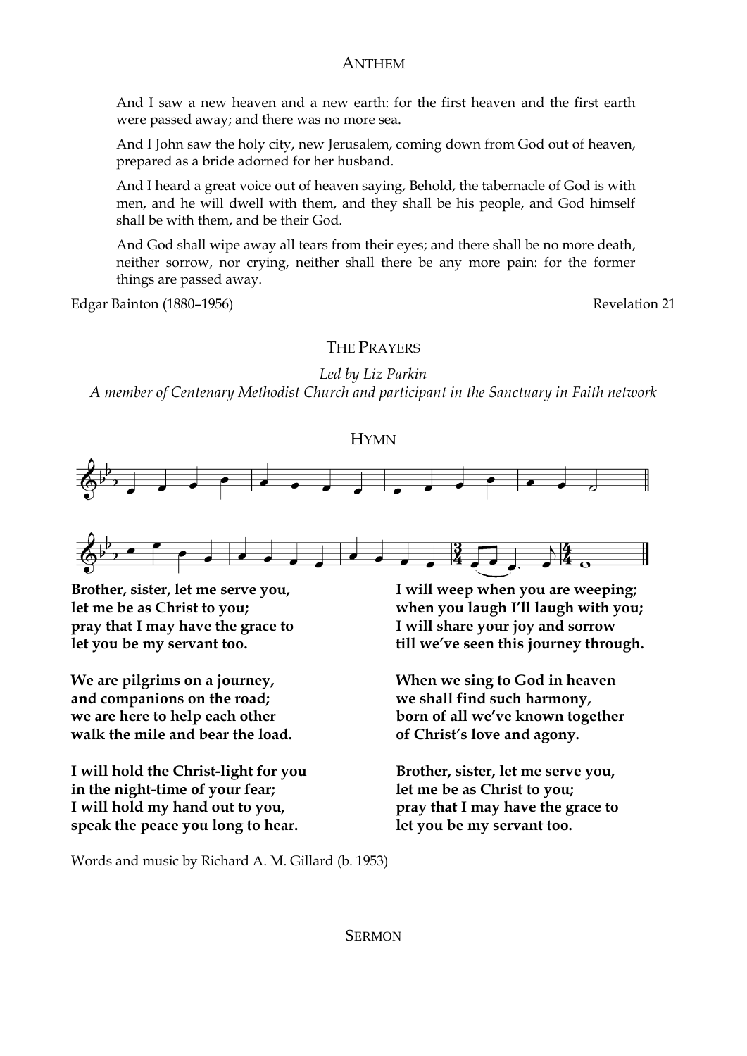## ANTHEM

And I saw a new heaven and a new earth: for the first heaven and the first earth were passed away; and there was no more sea.

And I John saw the holy city, new Jerusalem, coming down from God out of heaven, prepared as a bride adorned for her husband.

And I heard a great voice out of heaven saying, Behold, the tabernacle of God is with men, and he will dwell with them, and they shall be his people, and God himself shall be with them, and be their God.

And God shall wipe away all tears from their eyes; and there shall be no more death, neither sorrow, nor crying, neither shall there be any more pain: for the former things are passed away.

Edgar Bainton (1880–1956) Revelation 21

## THE PRAYERS

*Led by Liz Parkin*
*A member of Centenary Methodist Church and participant in the Sanctuary in Faith network*

## HYMN

**Brother, sister, let me serve you,**
**let me be as Christ to you;**
**pray that I may have the grace to**
**let you be my servant too.**

**We are pilgrims on a journey,**
**and companions on the road;**
**we are here to help each other**
**walk the mile and bear the load.**

**I will hold the Christ-light for you**
**in the night-time of your fear;**
**I will hold my hand out to you,**
**speak the peace you long to hear.**

**I will weep when you are weeping;**
**when you laugh I'll laugh with you;**
**I will share your joy and sorrow**
**till we've seen this journey through.**

**When we sing to God in heaven**
**we shall find such harmony,**
**born of all we've known together**
**of Christ's love and agony.**

**Brother, sister, let me serve you,**
**let me be as Christ to you;**
**pray that I may have the grace to**
**let you be my servant too.**

Words and music by Richard A. M. Gillard (b. 1953)

## SERMON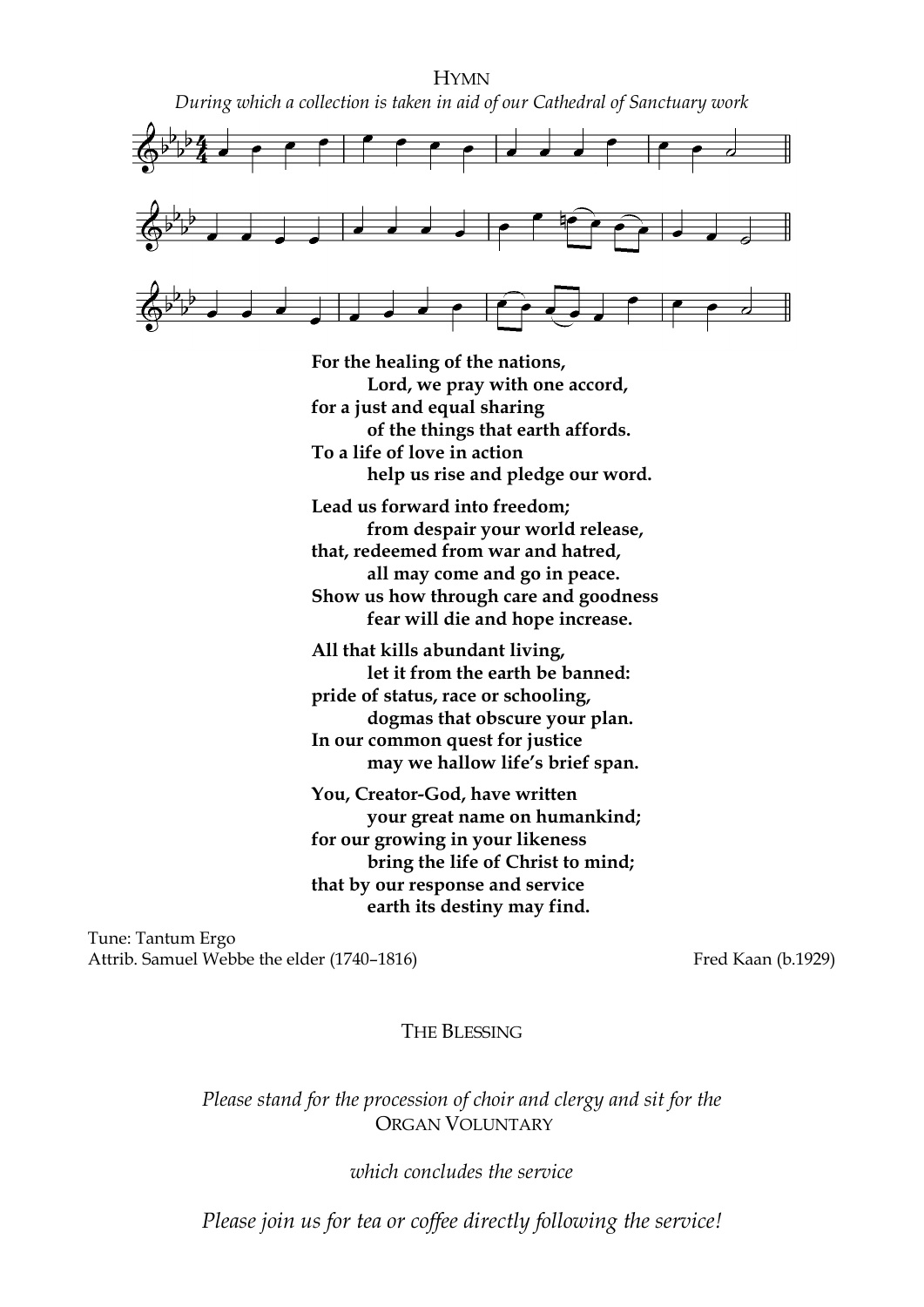## Hymn

*During which a collection is taken in aid of our Cathedral of Sanctuary work*

**For the healing of the nations,**
**Lord, we pray with one accord,**
**for a just and equal sharing**
**of the things that earth affords.**
**To a life of love in action**
**help us rise and pledge our word.**

**Lead us forward into freedom;**
**from despair your world release,**
**that, redeemed from war and hatred,**
**all may come and go in peace.**
**Show us how through care and goodness**
**fear will die and hope increase.**

**All that kills abundant living,**
**let it from the earth be banned:**
**pride of status, race or schooling,**
**dogmas that obscure your plan.**
**In our common quest for justice**
**may we hallow life's brief span.**

**You, Creator-God, have written**
**your great name on humankind;**
**for our growing in your likeness**
**bring the life of Christ to mind;**
**that by our response and service**
**earth its destiny may find.**

Tune: Tantum Ergo
Attrib. Samuel Webbe the elder (1740–1816)

Fred Kaan (b.1929)

## The Blessing

*Please stand for the procession of choir and clergy and sit for the* ORGAN VOLUNTARY

*which concludes the service*

*Please join us for tea or coffee directly following the service!*